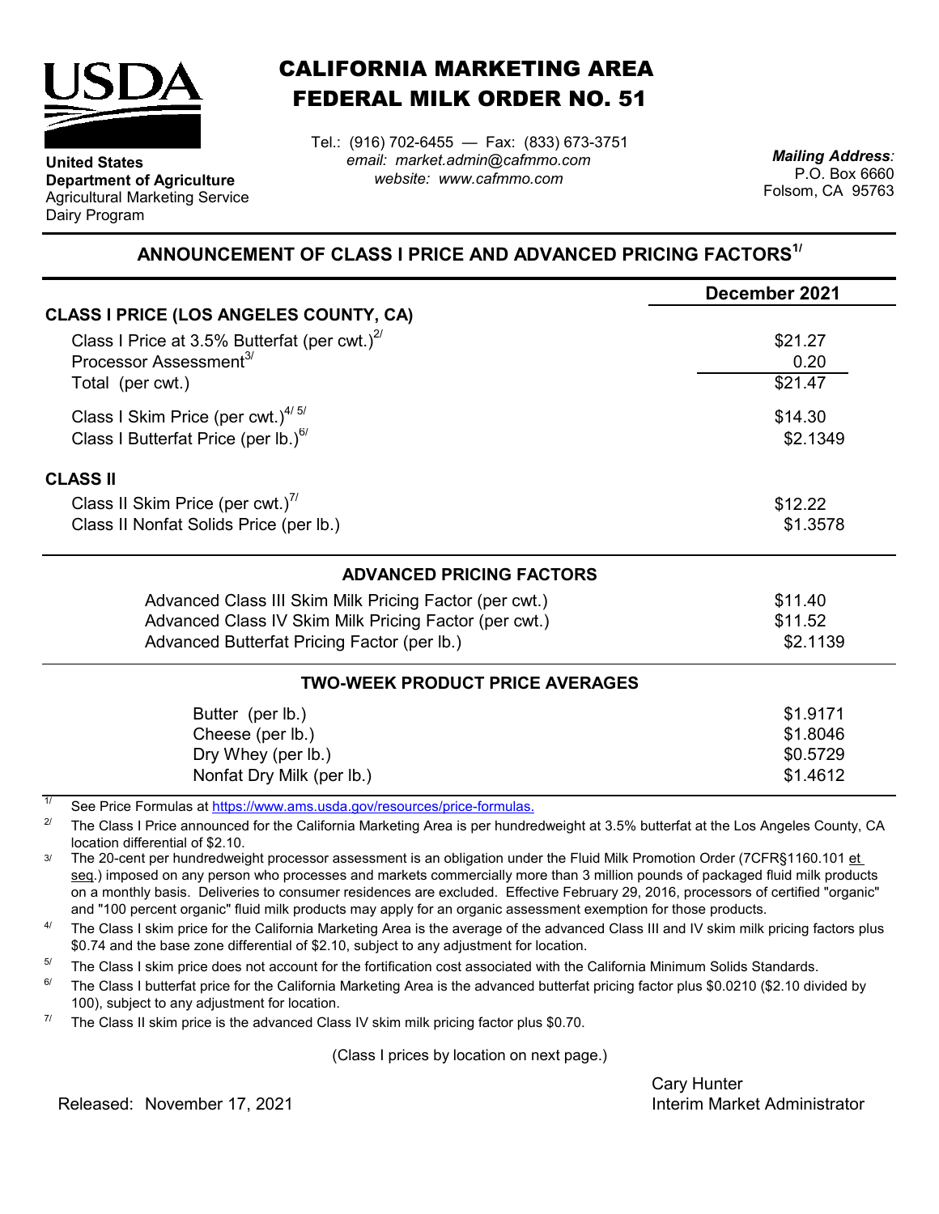**United States Department of Agriculture**
Agricultural Marketing Service
Dairy Program

# CALIFORNIA MARKETING AREA
# FEDERAL MILK ORDER NO. 51

Tel.: (916) 702-6455 — Fax: (833) 673-3751
*email: market.admin@cafmmo.com*
*website: www.cafmmo.com*

*Mailing Address:*
P.O. Box 6660
Folsom, CA 95763

## ANNOUNCEMENT OF CLASS I PRICE AND ADVANCED PRICING FACTORS[1/]

| | December 2021 |
|---|---|
| **CLASS I PRICE (LOS ANGELES COUNTY, CA)** | |
| Class I Price at 3.5% Butterfat (per cwt.)[2/] | \$21.27 |
| Processor Assessment[3/] | 0.20 |
| Total (per cwt.) | \$21.47 |
| Class I Skim Price (per cwt.)[4/ 5/] | \$14.30 |
| Class I Butterfat Price (per lb.)[6/] | \$2.1349 |
| **CLASS II** | |
| Class II Skim Price (per cwt.)[7/] | \$12.22 |
| Class II Nonfat Solids Price (per lb.) | \$1.3578 |

### ADVANCED PRICING FACTORS

| | |
|---|---|
| Advanced Class III Skim Milk Pricing Factor (per cwt.) | \$11.40 |
| Advanced Class IV Skim Milk Pricing Factor (per cwt.) | \$11.52 |
| Advanced Butterfat Pricing Factor (per lb.) | \$2.1139 |

### TWO-WEEK PRODUCT PRICE AVERAGES

| | |
|---|---|
| Butter (per lb.) | \$1.9171 |
| Cheese (per lb.) | \$1.8046 |
| Dry Whey (per lb.) | \$0.5729 |
| Nonfat Dry Milk (per lb.) | \$1.4612 |

[1/] See Price Formulas at https://www.ams.usda.gov/resources/price-formulas.

[2/] The Class I Price announced for the California Marketing Area is per hundredweight at 3.5% butterfat at the Los Angeles County, CA location differential of \$2.10.

[3/] The 20-cent per hundredweight processor assessment is an obligation under the Fluid Milk Promotion Order (7CFR§1160.101 et seq.) imposed on any person who processes and markets commercially more than 3 million pounds of packaged fluid milk products on a monthly basis. Deliveries to consumer residences are excluded. Effective February 29, 2016, processors of certified "organic" and "100 percent organic" fluid milk products may apply for an organic assessment exemption for those products.

[4/] The Class I skim price for the California Marketing Area is the average of the advanced Class III and IV skim milk pricing factors plus \$0.74 and the base zone differential of \$2.10, subject to any adjustment for location.

[5/] The Class I skim price does not account for the fortification cost associated with the California Minimum Solids Standards.

[6/] The Class I butterfat price for the California Marketing Area is the advanced butterfat pricing factor plus \$0.0210 (\$2.10 divided by 100), subject to any adjustment for location.

[7/] The Class II skim price is the advanced Class IV skim milk pricing factor plus \$0.70.

(Class I prices by location on next page.)

Released: November 17, 2021

Cary Hunter
Interim Market Administrator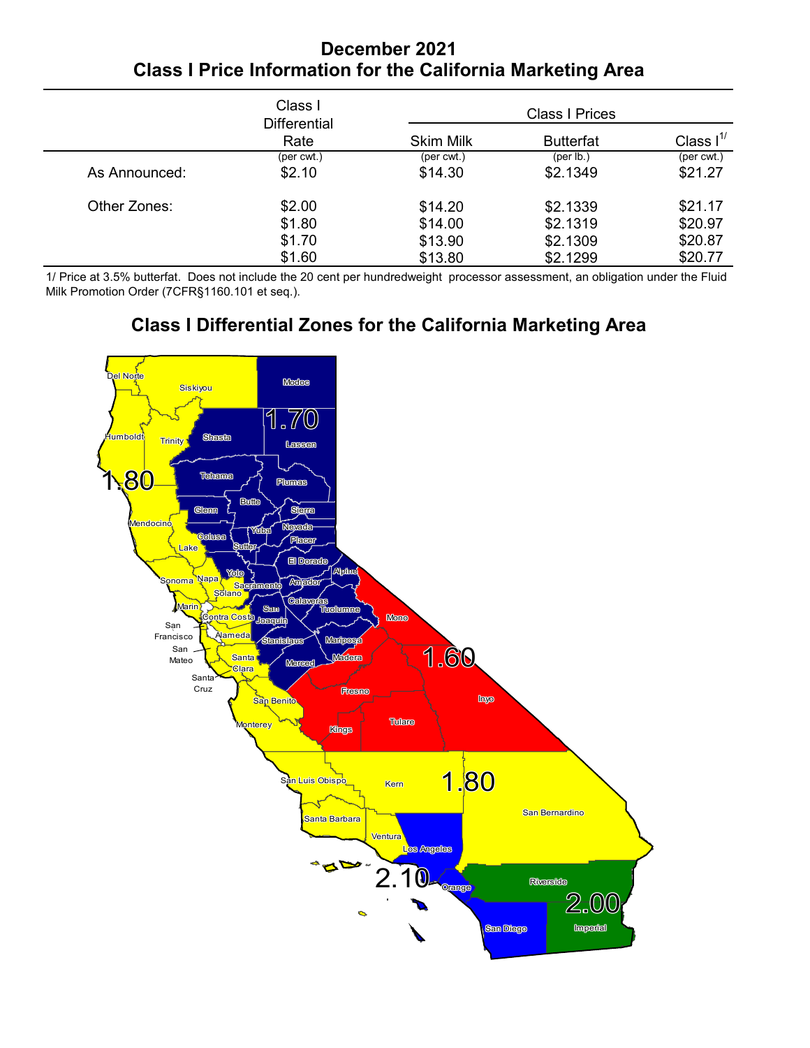# December 2021
# Class I Price Information for the California Marketing Area

| | Class I Differential Rate | Class I Prices | | |
|---|---|---|---|---|
| | | Skim Milk | Butterfat | Class I[1/] |
| | (per cwt.) | (per cwt.) | (per lb.) | (per cwt.) |
| As Announced: | \$2.10 | \$14.30 | \$2.1349 | \$21.27 |
| Other Zones: | \$2.00 | \$14.20 | \$2.1339 | \$21.17 |
| | \$1.80 | \$14.00 | \$2.1319 | \$20.97 |
| | \$1.70 | \$13.90 | \$2.1309 | \$20.87 |
| | \$1.60 | \$13.80 | \$2.1299 | \$20.77 |

1/ Price at 3.5% butterfat. Does not include the 20 cent per hundredweight processor assessment, an obligation under the Fluid Milk Promotion Order (7CFR§1160.101 et seq.).

## Class I Differential Zones for the California Marketing Area

1.70
1.80
1.60
1.80
2.10
2.00

Del Norte
Siskiyou
Modoc
Humboldt
Trinity
Shasta
Lassen
Tehama
Plumas
Glenn
Butte
Sierra
Mendocino
Colusa
Yuba
Nevada
Lake
Sutter
Placer
El Dorado
Yolo
Alpine
Sonoma
Napa
Sacramento
Amador
Solano
Calaveras
Marin
San Joaquin
Tuolumne
Mono
Contra Costa
San Francisco
Alameda
Stanislaus
Mariposa
San Mateo
Santa Clara
Madera
Merced
Santa Cruz
Fresno
San Benito
Inyo
Monterey
Tulare
Kings
San Luis Obispo
Kern
San Bernardino
Santa Barbara
Ventura
Los Angeles
Orange
Riverside
San Diego
Imperial